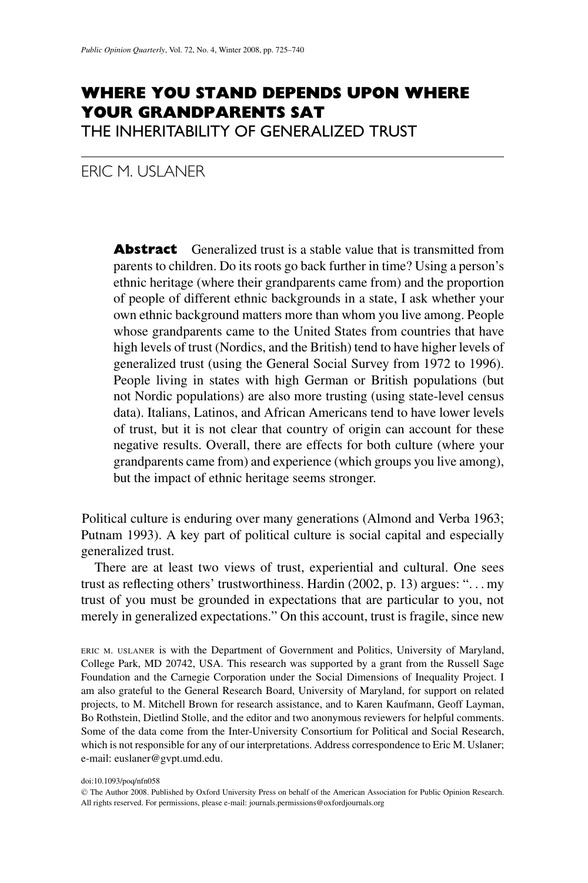# WHERE YOU STAND DEPENDS UPON WHERE YOUR GRANDPARENTS SAT

## THE INHERITABILITY OF GENERALIZED TRUST

ERIC M. USLANER

**Abstract** Generalized trust is a stable value that is transmitted from parents to children. Do its roots go back further in time? Using a person's ethnic heritage (where their grandparents came from) and the proportion of people of different ethnic backgrounds in a state, I ask whether your own ethnic background matters more than whom you live among. People whose grandparents came to the United States from countries that have high levels of trust (Nordics, and the British) tend to have higher levels of generalized trust (using the General Social Survey from 1972 to 1996). People living in states with high German or British populations (but not Nordic populations) are also more trusting (using state-level census data). Italians, Latinos, and African Americans tend to have lower levels of trust, but it is not clear that country of origin can account for these negative results. Overall, there are effects for both culture (where your grandparents came from) and experience (which groups you live among), but the impact of ethnic heritage seems stronger.

Political culture is enduring over many generations (Almond and Verba 1963; Putnam 1993). A key part of political culture is social capital and especially generalized trust.

There are at least two views of trust, experiential and cultural. One sees trust as reflecting others' trustworthiness. Hardin (2002, p. 13) argues: "... my trust of you must be grounded in expectations that are particular to you, not merely in generalized expectations." On this account, trust is fragile, since new

ERIC M. USLANER is with the Department of Government and Politics, University of Maryland, College Park, MD 20742, USA. This research was supported by a grant from the Russell Sage Foundation and the Carnegie Corporation under the Social Dimensions of Inequality Project. I am also grateful to the General Research Board, University of Maryland, for support on related projects, to M. Mitchell Brown for research assistance, and to Karen Kaufmann, Geoff Layman, Bo Rothstein, Dietlind Stolle, and the editor and two anonymous reviewers for helpful comments. Some of the data come from the Inter-University Consortium for Political and Social Research, which is not responsible for any of our interpretations. Address correspondence to Eric M. Uslaner; e-mail: euslaner@gvpt.umd.edu.

doi:10.1093/poq/nfn058

© The Author 2008. Published by Oxford University Press on behalf of the American Association for Public Opinion Research. All rights reserved. For permissions, please e-mail: journals.permissions@oxfordjournals.org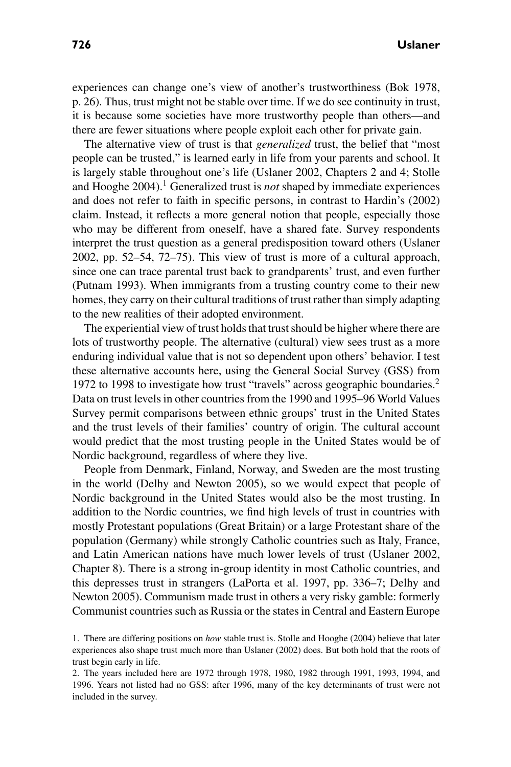experiences can change one's view of another's trustworthiness (Bok 1978, p. 26). Thus, trust might not be stable over time. If we do see continuity in trust, it is because some societies have more trustworthy people than others—and there are fewer situations where people exploit each other for private gain.

The alternative view of trust is that *generalized* trust, the belief that "most people can be trusted," is learned early in life from your parents and school. It is largely stable throughout one's life (Uslaner 2002, Chapters 2 and 4; Stolle and Hooghe 2004).[1] Generalized trust is *not* shaped by immediate experiences and does not refer to faith in specific persons, in contrast to Hardin's (2002) claim. Instead, it reflects a more general notion that people, especially those who may be different from oneself, have a shared fate. Survey respondents interpret the trust question as a general predisposition toward others (Uslaner 2002, pp. 52–54, 72–75). This view of trust is more of a cultural approach, since one can trace parental trust back to grandparents' trust, and even further (Putnam 1993). When immigrants from a trusting country come to their new homes, they carry on their cultural traditions of trust rather than simply adapting to the new realities of their adopted environment.

The experiential view of trust holds that trust should be higher where there are lots of trustworthy people. The alternative (cultural) view sees trust as a more enduring individual value that is not so dependent upon others' behavior. I test these alternative accounts here, using the General Social Survey (GSS) from 1972 to 1998 to investigate how trust "travels" across geographic boundaries.[2] Data on trust levels in other countries from the 1990 and 1995–96 World Values Survey permit comparisons between ethnic groups' trust in the United States and the trust levels of their families' country of origin. The cultural account would predict that the most trusting people in the United States would be of Nordic background, regardless of where they live.

People from Denmark, Finland, Norway, and Sweden are the most trusting in the world (Delhy and Newton 2005), so we would expect that people of Nordic background in the United States would also be the most trusting. In addition to the Nordic countries, we find high levels of trust in countries with mostly Protestant populations (Great Britain) or a large Protestant share of the population (Germany) while strongly Catholic countries such as Italy, France, and Latin American nations have much lower levels of trust (Uslaner 2002, Chapter 8). There is a strong in-group identity in most Catholic countries, and this depresses trust in strangers (LaPorta et al. 1997, pp. 336–7; Delhy and Newton 2005). Communism made trust in others a very risky gamble: formerly Communist countries such as Russia or the states in Central and Eastern Europe

1. There are differing positions on *how* stable trust is. Stolle and Hooghe (2004) believe that later experiences also shape trust much more than Uslaner (2002) does. But both hold that the roots of trust begin early in life.

2. The years included here are 1972 through 1978, 1980, 1982 through 1991, 1993, 1994, and 1996. Years not listed had no GSS: after 1996, many of the key determinants of trust were not included in the survey.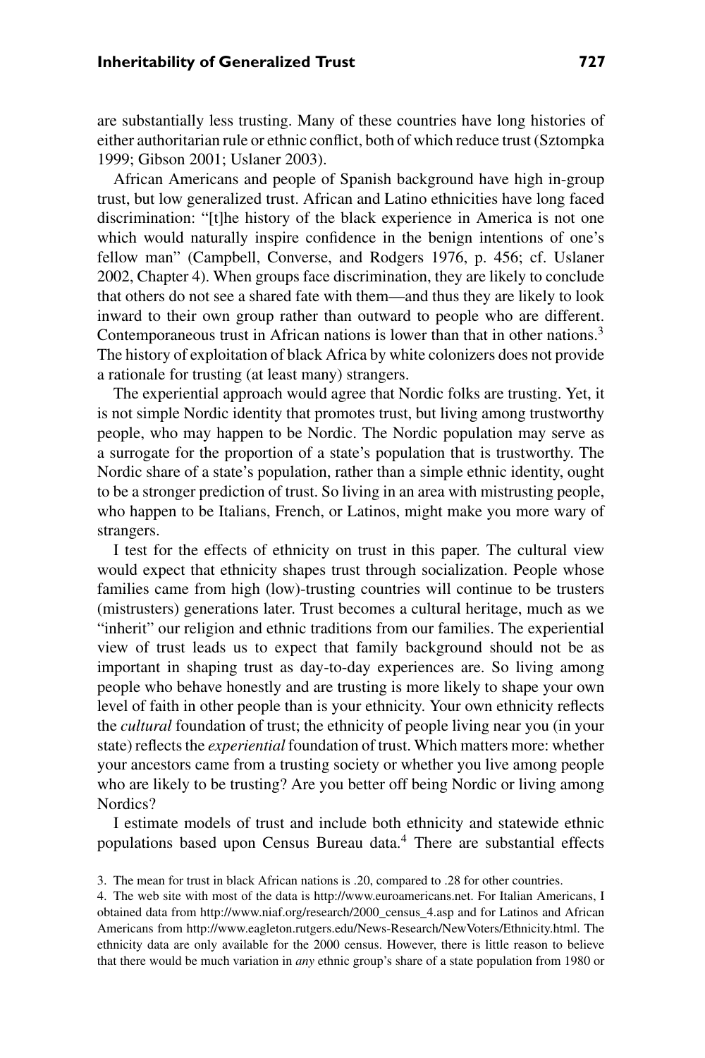are substantially less trusting. Many of these countries have long histories of either authoritarian rule or ethnic conflict, both of which reduce trust (Sztompka 1999; Gibson 2001; Uslaner 2003).

African Americans and people of Spanish background have high in-group trust, but low generalized trust. African and Latino ethnicities have long faced discrimination: "[t]he history of the black experience in America is not one which would naturally inspire confidence in the benign intentions of one's fellow man" (Campbell, Converse, and Rodgers 1976, p. 456; cf. Uslaner 2002, Chapter 4). When groups face discrimination, they are likely to conclude that others do not see a shared fate with them—and thus they are likely to look inward to their own group rather than outward to people who are different. Contemporaneous trust in African nations is lower than that in other nations.[3] The history of exploitation of black Africa by white colonizers does not provide a rationale for trusting (at least many) strangers.

The experiential approach would agree that Nordic folks are trusting. Yet, it is not simple Nordic identity that promotes trust, but living among trustworthy people, who may happen to be Nordic. The Nordic population may serve as a surrogate for the proportion of a state's population that is trustworthy. The Nordic share of a state's population, rather than a simple ethnic identity, ought to be a stronger prediction of trust. So living in an area with mistrusting people, who happen to be Italians, French, or Latinos, might make you more wary of strangers.

I test for the effects of ethnicity on trust in this paper. The cultural view would expect that ethnicity shapes trust through socialization. People whose families came from high (low)-trusting countries will continue to be trusters (mistrusters) generations later. Trust becomes a cultural heritage, much as we "inherit" our religion and ethnic traditions from our families. The experiential view of trust leads us to expect that family background should not be as important in shaping trust as day-to-day experiences are. So living among people who behave honestly and are trusting is more likely to shape your own level of faith in other people than is your ethnicity. Your own ethnicity reflects the *cultural* foundation of trust; the ethnicity of people living near you (in your state) reflects the *experiential* foundation of trust. Which matters more: whether your ancestors came from a trusting society or whether you live among people who are likely to be trusting? Are you better off being Nordic or living among Nordics?

I estimate models of trust and include both ethnicity and statewide ethnic populations based upon Census Bureau data.[4] There are substantial effects

3. The mean for trust in black African nations is .20, compared to .28 for other countries.

4. The web site with most of the data is http://www.euroamericans.net. For Italian Americans, I obtained data from http://www.niaf.org/research/2000_census_4.asp and for Latinos and African Americans from http://www.eagleton.rutgers.edu/News-Research/NewVoters/Ethnicity.html. The ethnicity data are only available for the 2000 census. However, there is little reason to believe that there would be much variation in *any* ethnic group's share of a state population from 1980 or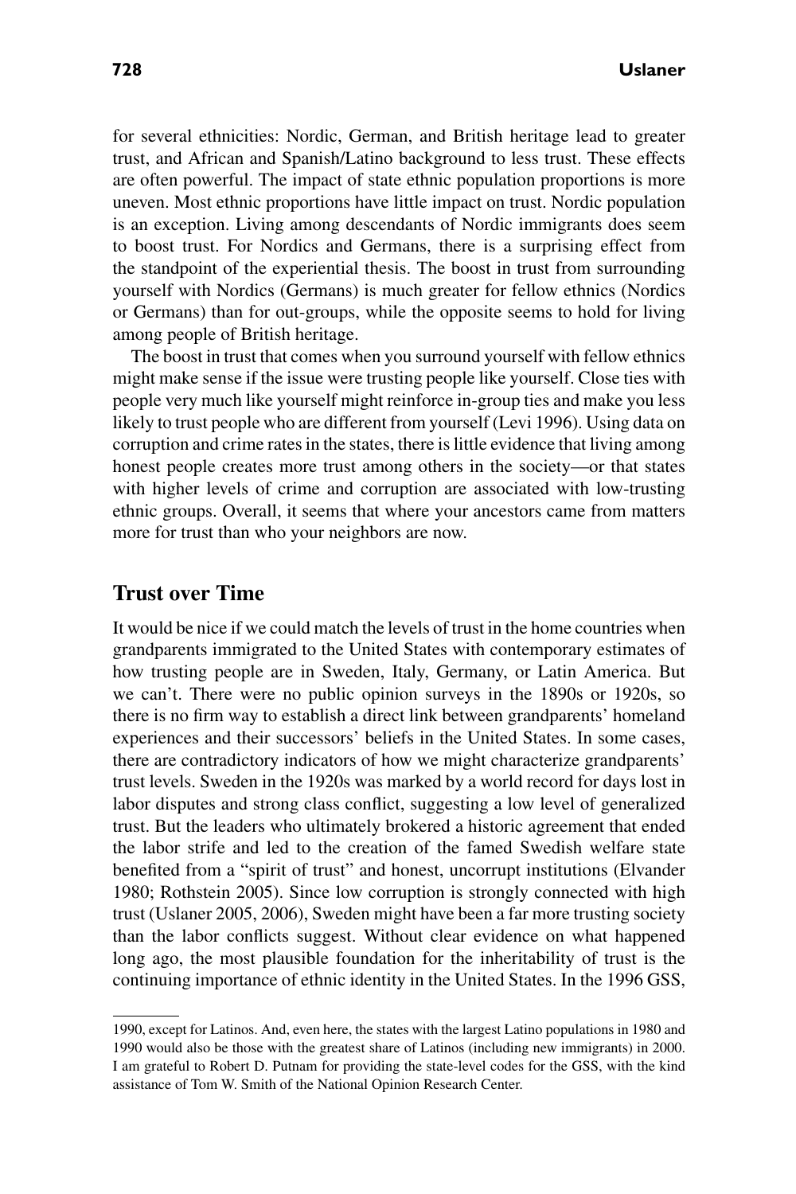for several ethnicities: Nordic, German, and British heritage lead to greater trust, and African and Spanish/Latino background to less trust. These effects are often powerful. The impact of state ethnic population proportions is more uneven. Most ethnic proportions have little impact on trust. Nordic population is an exception. Living among descendants of Nordic immigrants does seem to boost trust. For Nordics and Germans, there is a surprising effect from the standpoint of the experiential thesis. The boost in trust from surrounding yourself with Nordics (Germans) is much greater for fellow ethnics (Nordics or Germans) than for out-groups, while the opposite seems to hold for living among people of British heritage.

The boost in trust that comes when you surround yourself with fellow ethnics might make sense if the issue were trusting people like yourself. Close ties with people very much like yourself might reinforce in-group ties and make you less likely to trust people who are different from yourself (Levi 1996). Using data on corruption and crime rates in the states, there is little evidence that living among honest people creates more trust among others in the society—or that states with higher levels of crime and corruption are associated with low-trusting ethnic groups. Overall, it seems that where your ancestors came from matters more for trust than who your neighbors are now.

## Trust over Time

It would be nice if we could match the levels of trust in the home countries when grandparents immigrated to the United States with contemporary estimates of how trusting people are in Sweden, Italy, Germany, or Latin America. But we can't. There were no public opinion surveys in the 1890s or 1920s, so there is no firm way to establish a direct link between grandparents' homeland experiences and their successors' beliefs in the United States. In some cases, there are contradictory indicators of how we might characterize grandparents' trust levels. Sweden in the 1920s was marked by a world record for days lost in labor disputes and strong class conflict, suggesting a low level of generalized trust. But the leaders who ultimately brokered a historic agreement that ended the labor strife and led to the creation of the famed Swedish welfare state benefited from a "spirit of trust" and honest, uncorrupt institutions (Elvander 1980; Rothstein 2005). Since low corruption is strongly connected with high trust (Uslaner 2005, 2006), Sweden might have been a far more trusting society than the labor conflicts suggest. Without clear evidence on what happened long ago, the most plausible foundation for the inheritability of trust is the continuing importance of ethnic identity in the United States. In the 1996 GSS,

---

1990, except for Latinos. And, even here, the states with the largest Latino populations in 1980 and 1990 would also be those with the greatest share of Latinos (including new immigrants) in 2000. I am grateful to Robert D. Putnam for providing the state-level codes for the GSS, with the kind assistance of Tom W. Smith of the National Opinion Research Center.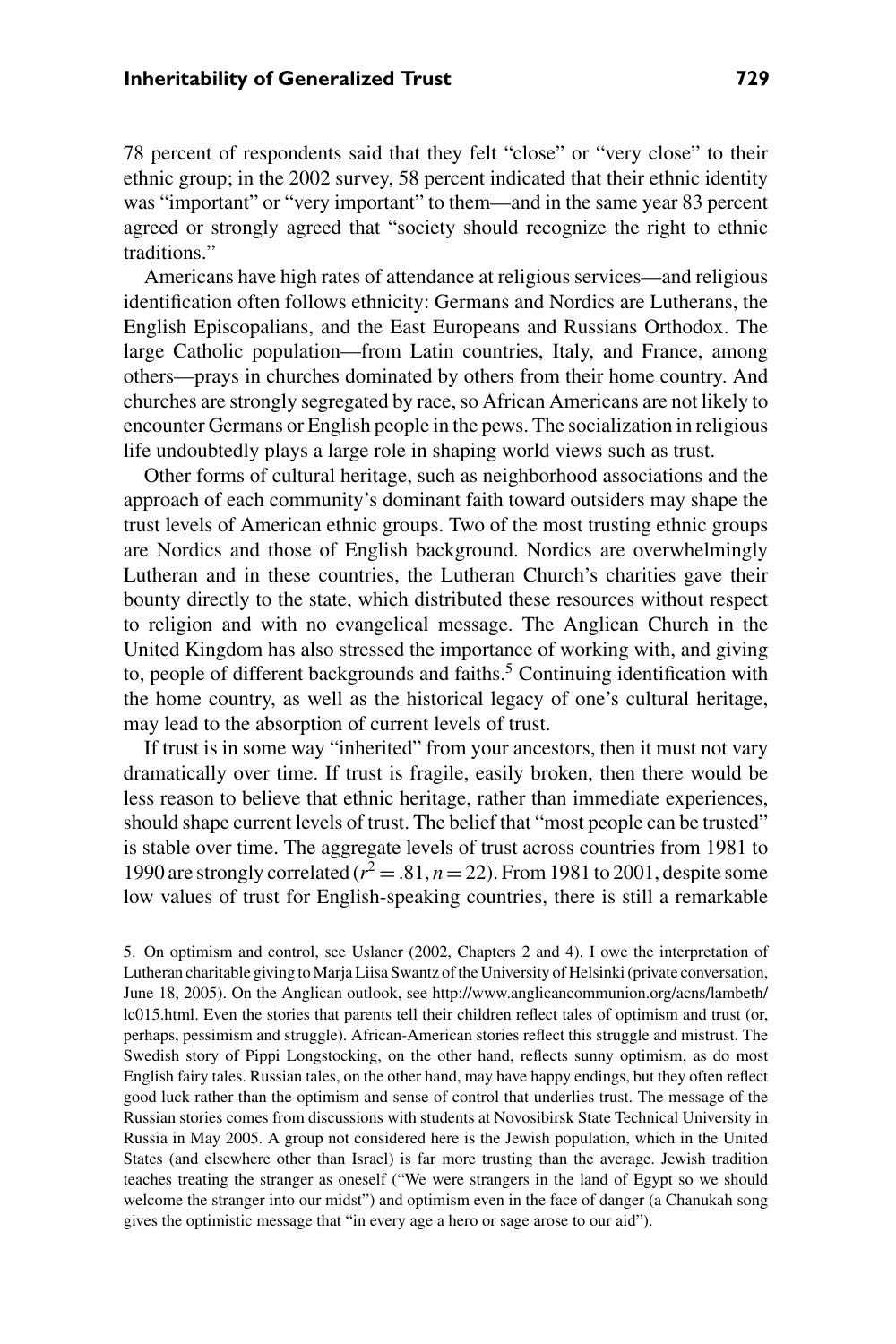78 percent of respondents said that they felt "close" or "very close" to their ethnic group; in the 2002 survey, 58 percent indicated that their ethnic identity was "important" or "very important" to them—and in the same year 83 percent agreed or strongly agreed that "society should recognize the right to ethnic traditions."

Americans have high rates of attendance at religious services—and religious identification often follows ethnicity: Germans and Nordics are Lutherans, the English Episcopalians, and the East Europeans and Russians Orthodox. The large Catholic population—from Latin countries, Italy, and France, among others—prays in churches dominated by others from their home country. And churches are strongly segregated by race, so African Americans are not likely to encounter Germans or English people in the pews. The socialization in religious life undoubtedly plays a large role in shaping world views such as trust.

Other forms of cultural heritage, such as neighborhood associations and the approach of each community's dominant faith toward outsiders may shape the trust levels of American ethnic groups. Two of the most trusting ethnic groups are Nordics and those of English background. Nordics are overwhelmingly Lutheran and in these countries, the Lutheran Church's charities gave their bounty directly to the state, which distributed these resources without respect to religion and with no evangelical message. The Anglican Church in the United Kingdom has also stressed the importance of working with, and giving to, people of different backgrounds and faiths.[5] Continuing identification with the home country, as well as the historical legacy of one's cultural heritage, may lead to the absorption of current levels of trust.

If trust is in some way "inherited" from your ancestors, then it must not vary dramatically over time. If trust is fragile, easily broken, then there would be less reason to believe that ethnic heritage, rather than immediate experiences, should shape current levels of trust. The belief that "most people can be trusted" is stable over time. The aggregate levels of trust across countries from 1981 to 1990 are strongly correlated ($r^2 = .81, n = 22$). From 1981 to 2001, despite some low values of trust for English-speaking countries, there is still a remarkable

5. On optimism and control, see Uslaner (2002, Chapters 2 and 4). I owe the interpretation of Lutheran charitable giving to Marja Liisa Swantz of the University of Helsinki (private conversation, June 18, 2005). On the Anglican outlook, see http://www.anglicancommunion.org/acns/lambeth/lc015.html. Even the stories that parents tell their children reflect tales of optimism and trust (or, perhaps, pessimism and struggle). African-American stories reflect this struggle and mistrust. The Swedish story of Pippi Longstocking, on the other hand, reflects sunny optimism, as do most English fairy tales. Russian tales, on the other hand, may have happy endings, but they often reflect good luck rather than the optimism and sense of control that underlies trust. The message of the Russian stories comes from discussions with students at Novosibirsk State Technical University in Russia in May 2005. A group not considered here is the Jewish population, which in the United States (and elsewhere other than Israel) is far more trusting than the average. Jewish tradition teaches treating the stranger as oneself ("We were strangers in the land of Egypt so we should welcome the stranger into our midst") and optimism even in the face of danger (a Chanukah song gives the optimistic message that "in every age a hero or sage arose to our aid").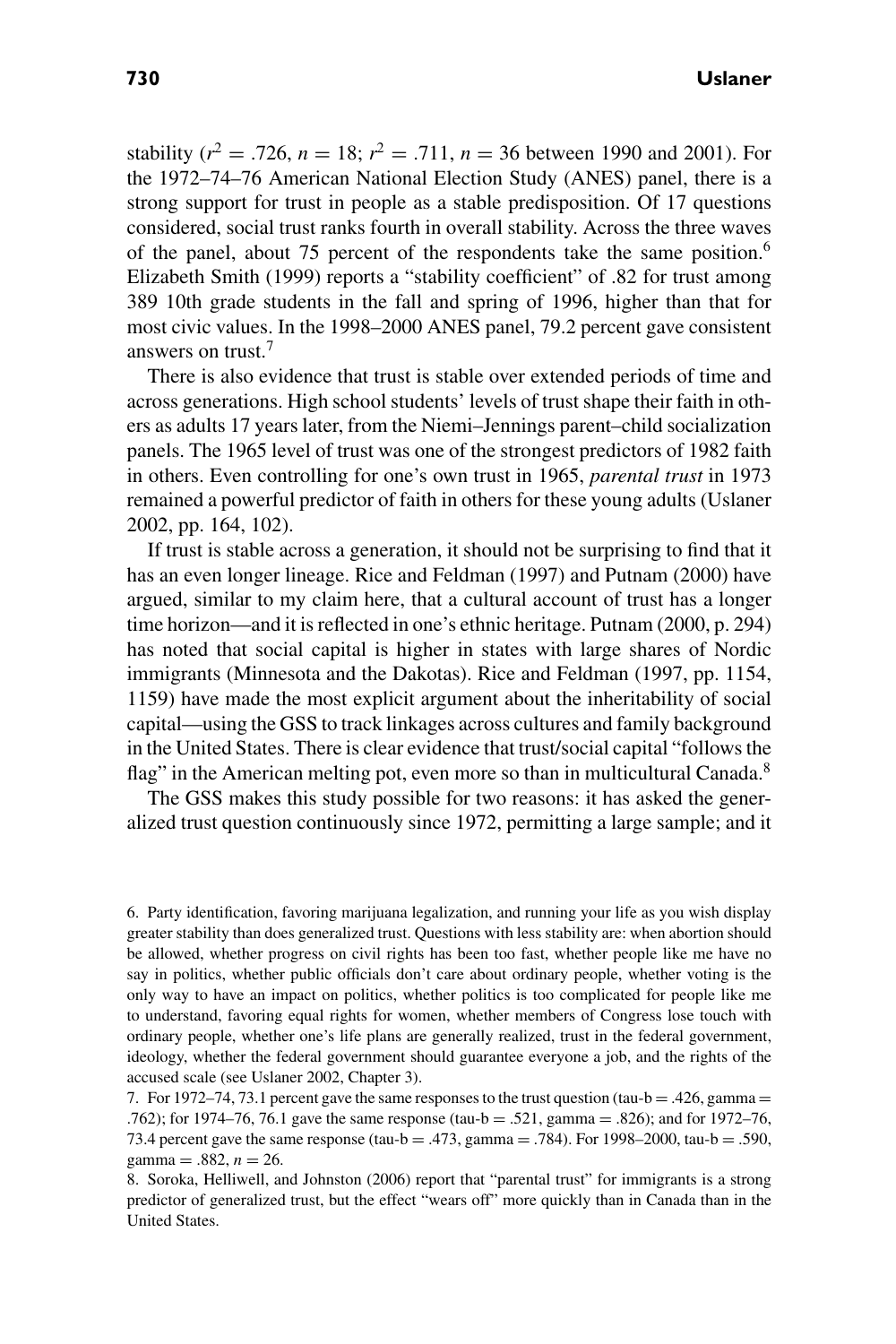stability ($r^2 = .726$, $n = 18$; $r^2 = .711$, $n = 36$ between 1990 and 2001). For the 1972–74–76 American National Election Study (ANES) panel, there is a strong support for trust in people as a stable predisposition. Of 17 questions considered, social trust ranks fourth in overall stability. Across the three waves of the panel, about 75 percent of the respondents take the same position.[6] Elizabeth Smith (1999) reports a "stability coefficient" of .82 for trust among 389 10th grade students in the fall and spring of 1996, higher than that for most civic values. In the 1998–2000 ANES panel, 79.2 percent gave consistent answers on trust.[7]

There is also evidence that trust is stable over extended periods of time and across generations. High school students' levels of trust shape their faith in others as adults 17 years later, from the Niemi–Jennings parent–child socialization panels. The 1965 level of trust was one of the strongest predictors of 1982 faith in others. Even controlling for one's own trust in 1965, *parental trust* in 1973 remained a powerful predictor of faith in others for these young adults (Uslaner 2002, pp. 164, 102).

If trust is stable across a generation, it should not be surprising to find that it has an even longer lineage. Rice and Feldman (1997) and Putnam (2000) have argued, similar to my claim here, that a cultural account of trust has a longer time horizon—and it is reflected in one's ethnic heritage. Putnam (2000, p. 294) has noted that social capital is higher in states with large shares of Nordic immigrants (Minnesota and the Dakotas). Rice and Feldman (1997, pp. 1154, 1159) have made the most explicit argument about the inheritability of social capital—using the GSS to track linkages across cultures and family background in the United States. There is clear evidence that trust/social capital "follows the flag" in the American melting pot, even more so than in multicultural Canada.[8]

The GSS makes this study possible for two reasons: it has asked the generalized trust question continuously since 1972, permitting a large sample; and it

6. Party identification, favoring marijuana legalization, and running your life as you wish display greater stability than does generalized trust. Questions with less stability are: when abortion should be allowed, whether progress on civil rights has been too fast, whether people like me have no say in politics, whether public officials don't care about ordinary people, whether voting is the only way to have an impact on politics, whether politics is too complicated for people like me to understand, favoring equal rights for women, whether members of Congress lose touch with ordinary people, whether one's life plans are generally realized, trust in the federal government, ideology, whether the federal government should guarantee everyone a job, and the rights of the accused scale (see Uslaner 2002, Chapter 3).

7. For 1972–74, 73.1 percent gave the same responses to the trust question (tau-b = .426, gamma = .762); for 1974–76, 76.1 gave the same response (tau-b = .521, gamma = .826); and for 1972–76, 73.4 percent gave the same response (tau-b = .473, gamma = .784). For 1998–2000, tau-b = .590, gamma = .882, $n = 26$.

8. Soroka, Helliwell, and Johnston (2006) report that "parental trust" for immigrants is a strong predictor of generalized trust, but the effect "wears off" more quickly than in Canada than in the United States.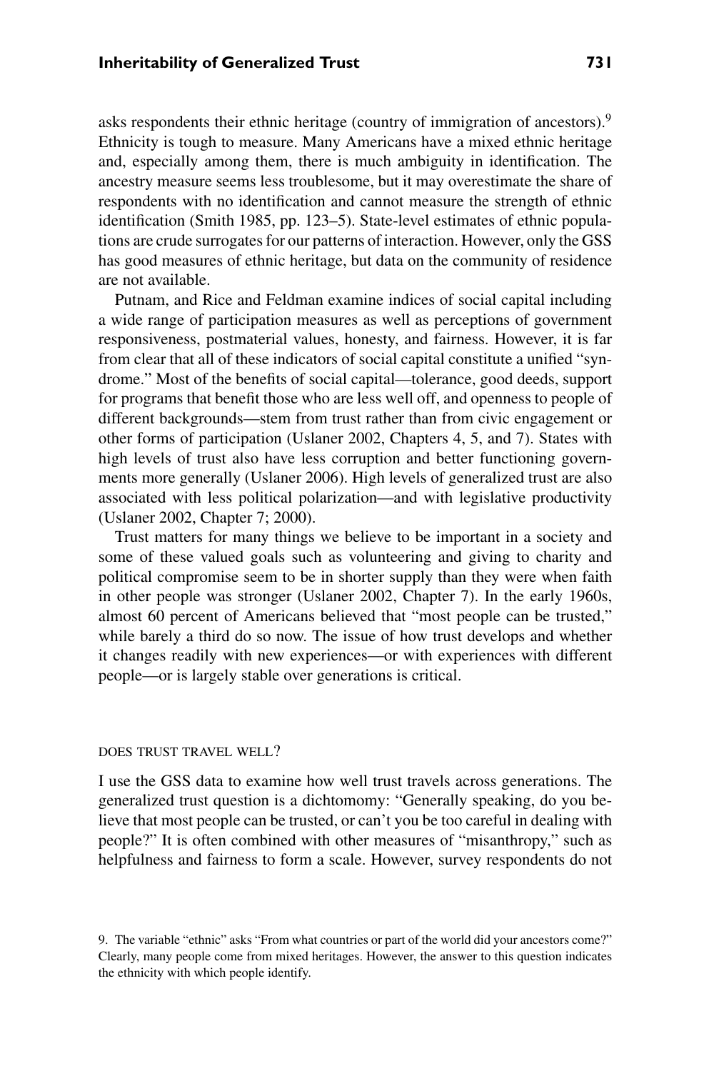asks respondents their ethnic heritage (country of immigration of ancestors).[9] Ethnicity is tough to measure. Many Americans have a mixed ethnic heritage and, especially among them, there is much ambiguity in identification. The ancestry measure seems less troublesome, but it may overestimate the share of respondents with no identification and cannot measure the strength of ethnic identification (Smith 1985, pp. 123–5). State-level estimates of ethnic populations are crude surrogates for our patterns of interaction. However, only the GSS has good measures of ethnic heritage, but data on the community of residence are not available.

Putnam, and Rice and Feldman examine indices of social capital including a wide range of participation measures as well as perceptions of government responsiveness, postmaterial values, honesty, and fairness. However, it is far from clear that all of these indicators of social capital constitute a unified "syndrome." Most of the benefits of social capital—tolerance, good deeds, support for programs that benefit those who are less well off, and openness to people of different backgrounds—stem from trust rather than from civic engagement or other forms of participation (Uslaner 2002, Chapters 4, 5, and 7). States with high levels of trust also have less corruption and better functioning governments more generally (Uslaner 2006). High levels of generalized trust are also associated with less political polarization—and with legislative productivity (Uslaner 2002, Chapter 7; 2000).

Trust matters for many things we believe to be important in a society and some of these valued goals such as volunteering and giving to charity and political compromise seem to be in shorter supply than they were when faith in other people was stronger (Uslaner 2002, Chapter 7). In the early 1960s, almost 60 percent of Americans believed that "most people can be trusted," while barely a third do so now. The issue of how trust develops and whether it changes readily with new experiences—or with experiences with different people—or is largely stable over generations is critical.

## DOES TRUST TRAVEL WELL?

I use the GSS data to examine how well trust travels across generations. The generalized trust question is a dichtomomy: "Generally speaking, do you believe that most people can be trusted, or can't you be too careful in dealing with people?" It is often combined with other measures of "misanthropy," such as helpfulness and fairness to form a scale. However, survey respondents do not

9. The variable "ethnic" asks "From what countries or part of the world did your ancestors come?" Clearly, many people come from mixed heritages. However, the answer to this question indicates the ethnicity with which people identify.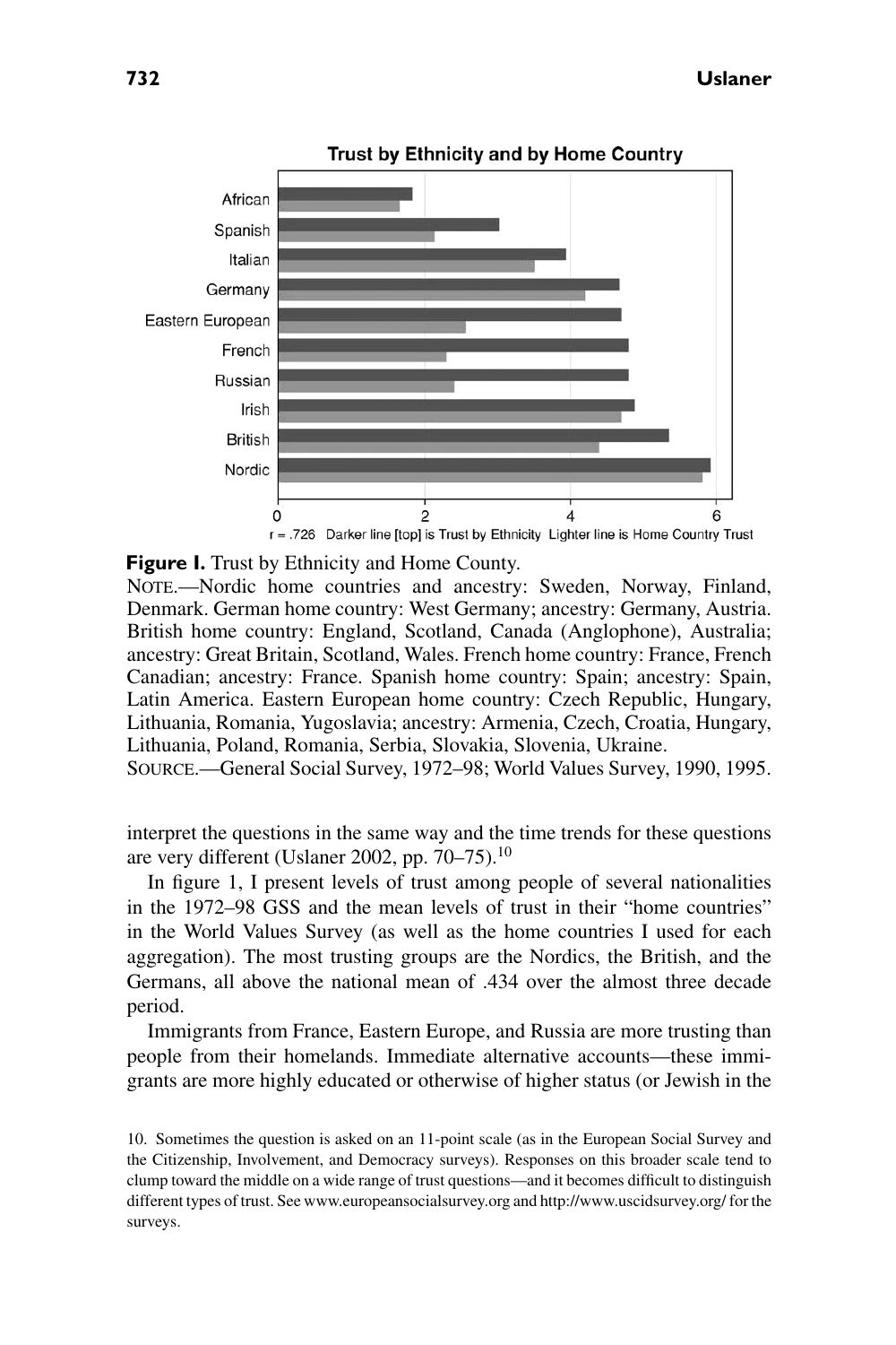**Figure 1.** Trust by Ethnicity and Home County.

NOTE.—Nordic home countries and ancestry: Sweden, Norway, Finland, Denmark. German home country: West Germany; ancestry: Germany, Austria. British home country: England, Scotland, Canada (Anglophone), Australia; ancestry: Great Britain, Scotland, Wales. French home country: France, French Canadian; ancestry: France. Spanish home country: Spain; ancestry: Spain, Latin America. Eastern European home country: Czech Republic, Hungary, Lithuania, Romania, Yugoslavia; ancestry: Armenia, Czech, Croatia, Hungary, Lithuania, Poland, Romania, Serbia, Slovakia, Slovenia, Ukraine.

SOURCE.—General Social Survey, 1972–98; World Values Survey, 1990, 1995.

interpret the questions in the same way and the time trends for these questions are very different (Uslaner 2002, pp. 70–75).[10]

In figure 1, I present levels of trust among people of several nationalities in the 1972–98 GSS and the mean levels of trust in their "home countries" in the World Values Survey (as well as the home countries I used for each aggregation). The most trusting groups are the Nordics, the British, and the Germans, all above the national mean of .434 over the almost three decade period.

Immigrants from France, Eastern Europe, and Russia are more trusting than people from their homelands. Immediate alternative accounts—these immigrants are more highly educated or otherwise of higher status (or Jewish in the

10. Sometimes the question is asked on an 11-point scale (as in the European Social Survey and the Citizenship, Involvement, and Democracy surveys). Responses on this broader scale tend to clump toward the middle on a wide range of trust questions—and it becomes difficult to distinguish different types of trust. See www.europeansocialsurvey.org and http://www.uscidsurvey.org/ for the surveys.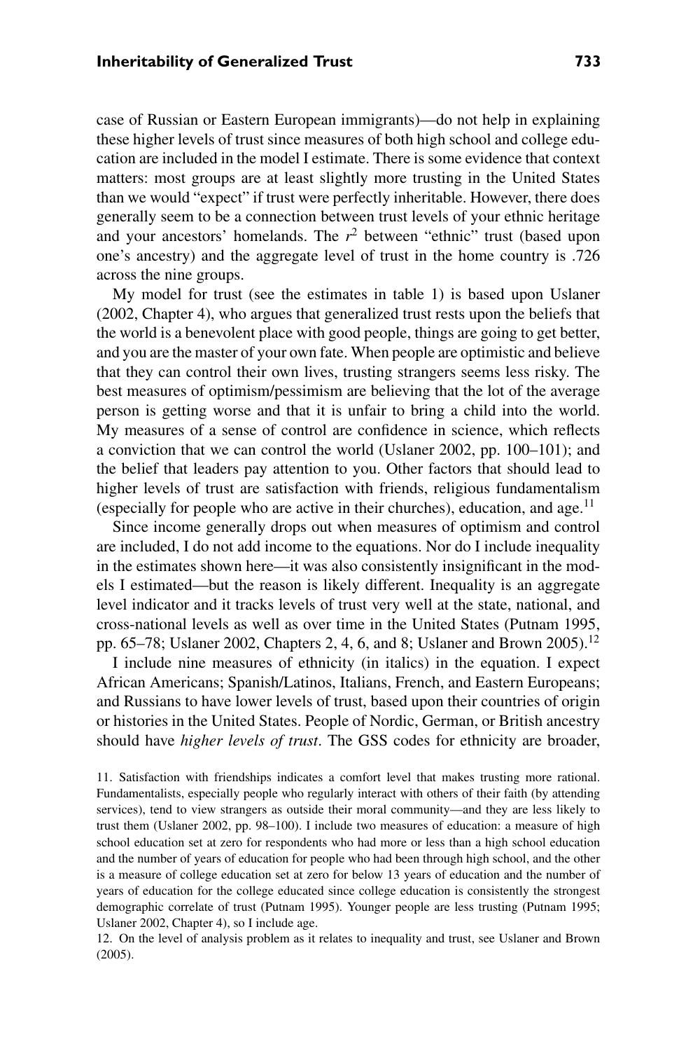case of Russian or Eastern European immigrants)—do not help in explaining these higher levels of trust since measures of both high school and college education are included in the model I estimate. There is some evidence that context matters: most groups are at least slightly more trusting in the United States than we would "expect" if trust were perfectly inheritable. However, there does generally seem to be a connection between trust levels of your ethnic heritage and your ancestors' homelands. The $r^2$ between "ethnic" trust (based upon one's ancestry) and the aggregate level of trust in the home country is .726 across the nine groups.

My model for trust (see the estimates in table 1) is based upon Uslaner (2002, Chapter 4), who argues that generalized trust rests upon the beliefs that the world is a benevolent place with good people, things are going to get better, and you are the master of your own fate. When people are optimistic and believe that they can control their own lives, trusting strangers seems less risky. The best measures of optimism/pessimism are believing that the lot of the average person is getting worse and that it is unfair to bring a child into the world. My measures of a sense of control are confidence in science, which reflects a conviction that we can control the world (Uslaner 2002, pp. 100–101); and the belief that leaders pay attention to you. Other factors that should lead to higher levels of trust are satisfaction with friends, religious fundamentalism (especially for people who are active in their churches), education, and age.[11]

Since income generally drops out when measures of optimism and control are included, I do not add income to the equations. Nor do I include inequality in the estimates shown here—it was also consistently insignificant in the models I estimated—but the reason is likely different. Inequality is an aggregate level indicator and it tracks levels of trust very well at the state, national, and cross-national levels as well as over time in the United States (Putnam 1995, pp. 65–78; Uslaner 2002, Chapters 2, 4, 6, and 8; Uslaner and Brown 2005).[12]

I include nine measures of ethnicity (in italics) in the equation. I expect African Americans; Spanish/Latinos, Italians, French, and Eastern Europeans; and Russians to have lower levels of trust, based upon their countries of origin or histories in the United States. People of Nordic, German, or British ancestry should have *higher levels of trust*. The GSS codes for ethnicity are broader,

11. Satisfaction with friendships indicates a comfort level that makes trusting more rational. Fundamentalists, especially people who regularly interact with others of their faith (by attending services), tend to view strangers as outside their moral community—and they are less likely to trust them (Uslaner 2002, pp. 98–100). I include two measures of education: a measure of high school education set at zero for respondents who had more or less than a high school education and the number of years of education for people who had been through high school, and the other is a measure of college education set at zero for below 13 years of education and the number of years of education for the college educated since college education is consistently the strongest demographic correlate of trust (Putnam 1995). Younger people are less trusting (Putnam 1995; Uslaner 2002, Chapter 4), so I include age.

12. On the level of analysis problem as it relates to inequality and trust, see Uslaner and Brown (2005).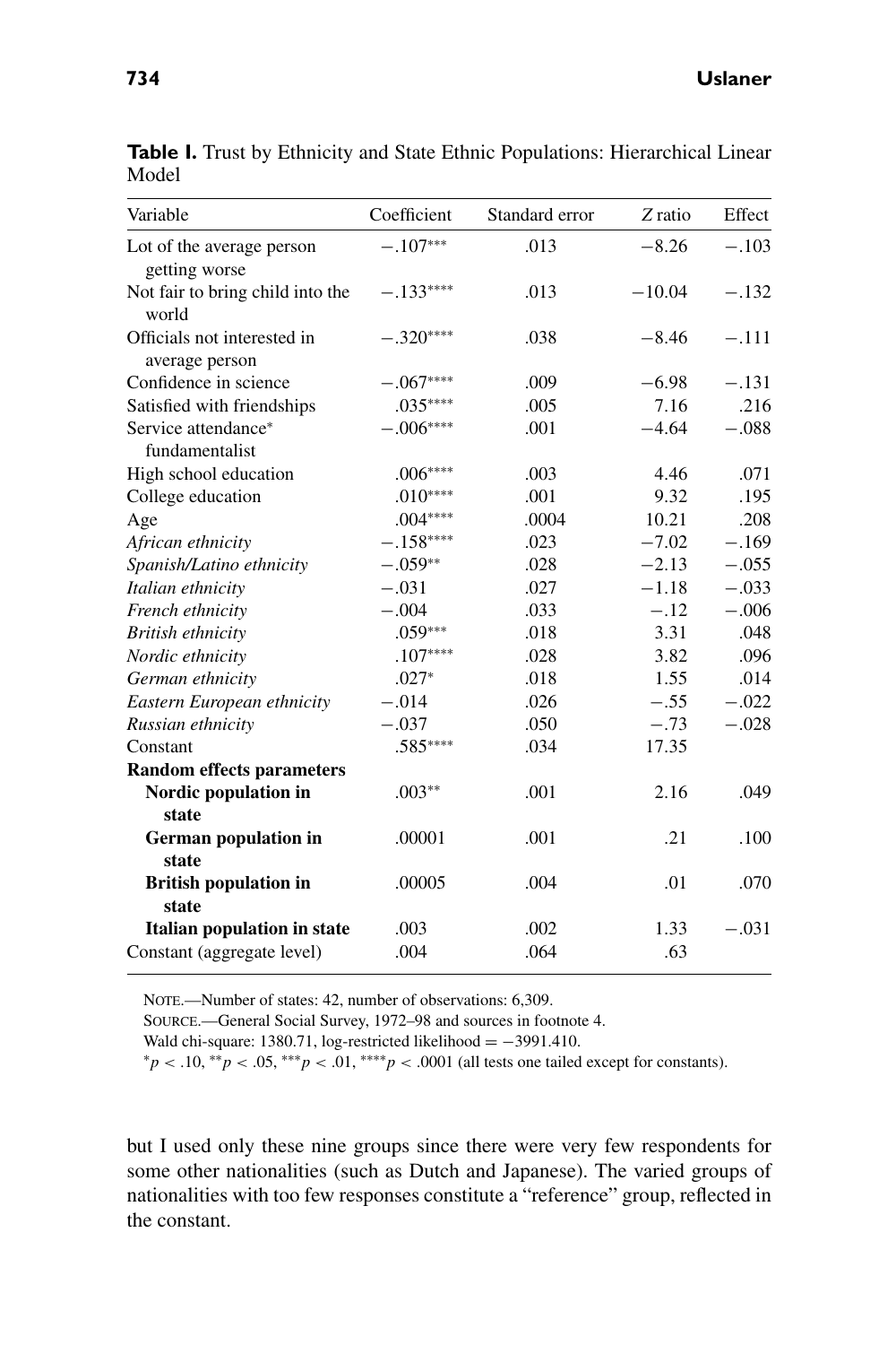**Table I.** Trust by Ethnicity and State Ethnic Populations: Hierarchical Linear Model

| Variable | Coefficient | Standard error | *Z* ratio | Effect |
|---|---|---|---|---|
| Lot of the average person getting worse | −.107*** | .013 | −8.26 | −.103 |
| Not fair to bring child into the world | −.133**** | .013 | −10.04 | −.132 |
| Officials not interested in average person | −.320**** | .038 | −8.46 | −.111 |
| Confidence in science | −.067**** | .009 | −6.98 | −.131 |
| Satisfied with friendships | .035**** | .005 | 7.16 | .216 |
| Service attendance* fundamentalist | −.006**** | .001 | −4.64 | −.088 |
| High school education | .006**** | .003 | 4.46 | .071 |
| College education | .010**** | .001 | 9.32 | .195 |
| Age | .004**** | .0004 | 10.21 | .208 |
| *African ethnicity* | −.158**** | .023 | −7.02 | −.169 |
| *Spanish/Latino ethnicity* | −.059** | .028 | −2.13 | −.055 |
| *Italian ethnicity* | −.031 | .027 | −1.18 | −.033 |
| *French ethnicity* | −.004 | .033 | −.12 | −.006 |
| *British ethnicity* | .059*** | .018 | 3.31 | .048 |
| *Nordic ethnicity* | .107**** | .028 | 3.82 | .096 |
| *German ethnicity* | .027* | .018 | 1.55 | .014 |
| *Eastern European ethnicity* | −.014 | .026 | −.55 | −.022 |
| *Russian ethnicity* | −.037 | .050 | −.73 | −.028 |
| Constant | .585**** | .034 | 17.35 | |
| **Random effects parameters** | | | | |
| **Nordic population in state** | .003** | .001 | 2.16 | .049 |
| **German population in state** | .00001 | .001 | .21 | .100 |
| **British population in state** | .00005 | .004 | .01 | .070 |
| **Italian population in state** | .003 | .002 | 1.33 | −.031 |
| Constant (aggregate level) | .004 | .064 | .63 | |

NOTE.—Number of states: 42, number of observations: 6,309.

SOURCE.—General Social Survey, 1972–98 and sources in footnote 4.

Wald chi-square: 1380.71, log-restricted likelihood = −3991.410.

*$p < .10$, **$p < .05$, ***$p < .01$, ****$p < .0001$ (all tests one tailed except for constants).

but I used only these nine groups since there were very few respondents for some other nationalities (such as Dutch and Japanese). The varied groups of nationalities with too few responses constitute a "reference" group, reflected in the constant.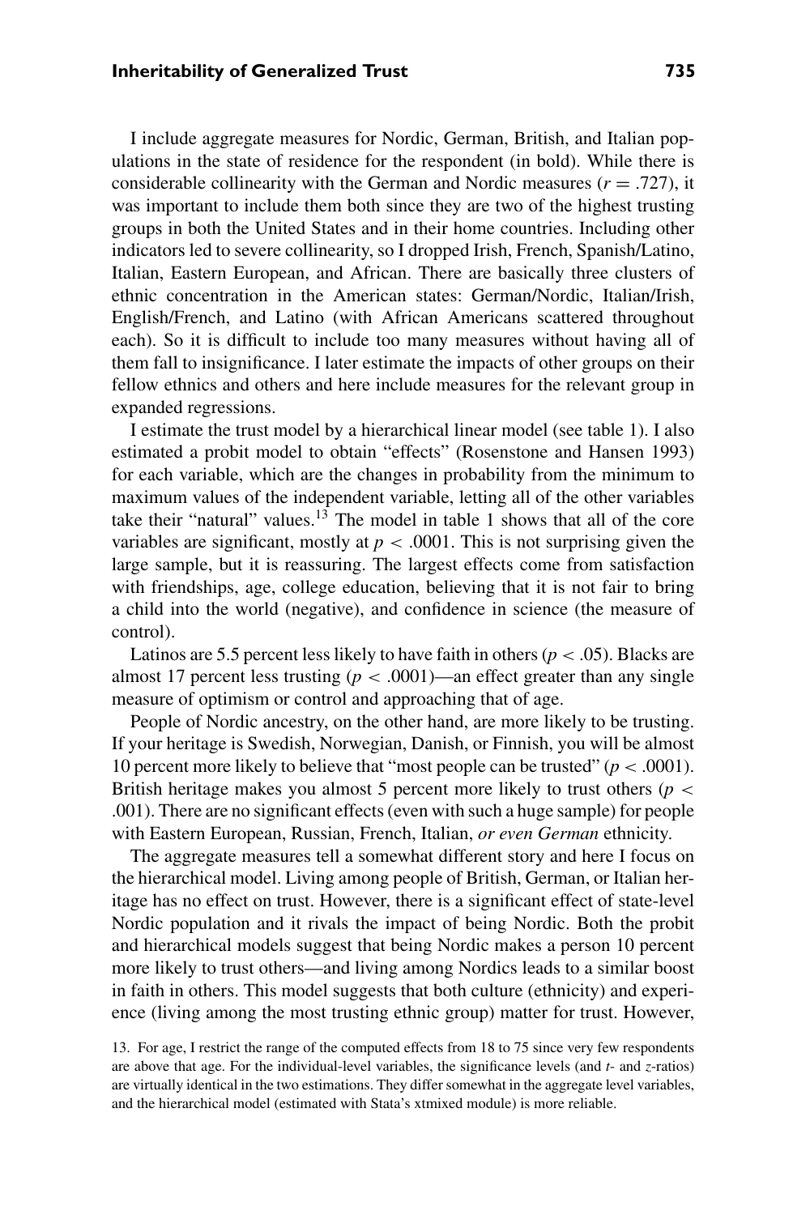I include aggregate measures for Nordic, German, British, and Italian populations in the state of residence for the respondent (in bold). While there is considerable collinearity with the German and Nordic measures ($r = .727$), it was important to include them both since they are two of the highest trusting groups in both the United States and in their home countries. Including other indicators led to severe collinearity, so I dropped Irish, French, Spanish/Latino, Italian, Eastern European, and African. There are basically three clusters of ethnic concentration in the American states: German/Nordic, Italian/Irish, English/French, and Latino (with African Americans scattered throughout each). So it is difficult to include too many measures without having all of them fall to insignificance. I later estimate the impacts of other groups on their fellow ethnics and others and here include measures for the relevant group in expanded regressions.

I estimate the trust model by a hierarchical linear model (see table 1). I also estimated a probit model to obtain "effects" (Rosenstone and Hansen 1993) for each variable, which are the changes in probability from the minimum to maximum values of the independent variable, letting all of the other variables take their "natural" values.[13] The model in table 1 shows that all of the core variables are significant, mostly at $p < .0001$. This is not surprising given the large sample, but it is reassuring. The largest effects come from satisfaction with friendships, age, college education, believing that it is not fair to bring a child into the world (negative), and confidence in science (the measure of control).

Latinos are 5.5 percent less likely to have faith in others ($p < .05$). Blacks are almost 17 percent less trusting ($p < .0001$)—an effect greater than any single measure of optimism or control and approaching that of age.

People of Nordic ancestry, on the other hand, are more likely to be trusting. If your heritage is Swedish, Norwegian, Danish, or Finnish, you will be almost 10 percent more likely to believe that "most people can be trusted" ($p < .0001$). British heritage makes you almost 5 percent more likely to trust others ($p < .001$). There are no significant effects (even with such a huge sample) for people with Eastern European, Russian, French, Italian, *or even German* ethnicity.

The aggregate measures tell a somewhat different story and here I focus on the hierarchical model. Living among people of British, German, or Italian heritage has no effect on trust. However, there is a significant effect of state-level Nordic population and it rivals the impact of being Nordic. Both the probit and hierarchical models suggest that being Nordic makes a person 10 percent more likely to trust others—and living among Nordics leads to a similar boost in faith in others. This model suggests that both culture (ethnicity) and experience (living among the most trusting ethnic group) matter for trust. However,

13. For age, I restrict the range of the computed effects from 18 to 75 since very few respondents are above that age. For the individual-level variables, the significance levels (and $t$- and $z$-ratios) are virtually identical in the two estimations. They differ somewhat in the aggregate level variables, and the hierarchical model (estimated with Stata's xtmixed module) is more reliable.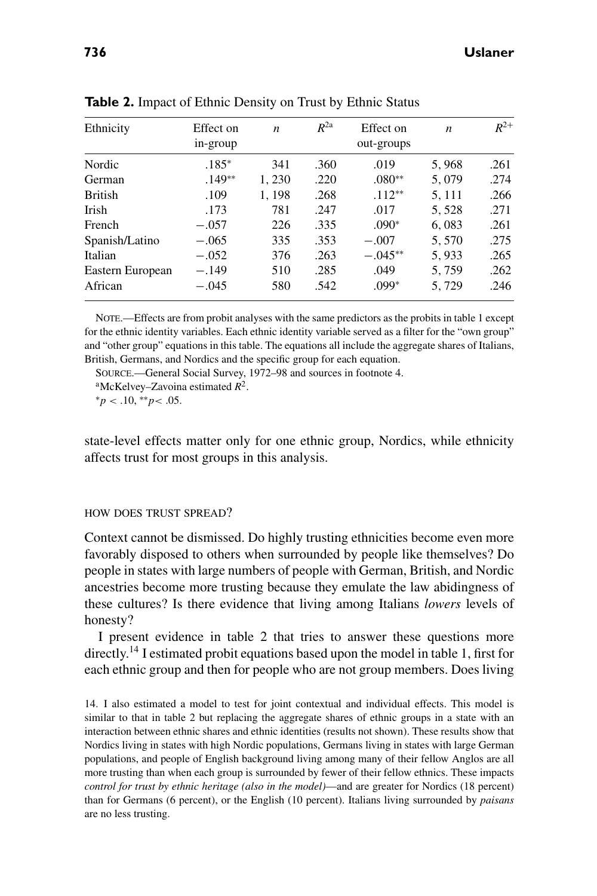**Table 2.** Impact of Ethnic Density on Trust by Ethnic Status

| Ethnicity | Effect on in-group | $n$ | $R^{2a}$ | Effect on out-groups | $n$ | $R^{2+}$ |
|---|---|---|---|---|---|---|
| Nordic | .185* | 341 | .360 | .019 | 5,968 | .261 |
| German | .149** | 1,230 | .220 | .080** | 5,079 | .274 |
| British | .109 | 1,198 | .268 | .112** | 5,111 | .266 |
| Irish | .173 | 781 | .247 | .017 | 5,528 | .271 |
| French | −.057 | 226 | .335 | .090* | 6,083 | .261 |
| Spanish/Latino | −.065 | 335 | .353 | −.007 | 5,570 | .275 |
| Italian | −.052 | 376 | .263 | −.045** | 5,933 | .265 |
| Eastern European | −.149 | 510 | .285 | .049 | 5,759 | .262 |
| African | −.045 | 580 | .542 | .099* | 5,729 | .246 |

NOTE.—Effects are from probit analyses with the same predictors as the probits in table 1 except for the ethnic identity variables. Each ethnic identity variable served as a filter for the "own group" and "other group" equations in this table. The equations all include the aggregate shares of Italians, British, Germans, and Nordics and the specific group for each equation.

SOURCE.—General Social Survey, 1972–98 and sources in footnote 4.

[a]McKelvey–Zavoina estimated $R^2$.

$^*p < .10$, $^{**}p < .05$.

state-level effects matter only for one ethnic group, Nordics, while ethnicity affects trust for most groups in this analysis.

## HOW DOES TRUST SPREAD?

Context cannot be dismissed. Do highly trusting ethnicities become even more favorably disposed to others when surrounded by people like themselves? Do people in states with large numbers of people with German, British, and Nordic ancestries become more trusting because they emulate the law abidingness of these cultures? Is there evidence that living among Italians *lowers* levels of honesty?

I present evidence in table 2 that tries to answer these questions more directly.[14] I estimated probit equations based upon the model in table 1, first for each ethnic group and then for people who are not group members. Does living

14. I also estimated a model to test for joint contextual and individual effects. This model is similar to that in table 2 but replacing the aggregate shares of ethnic groups in a state with an interaction between ethnic shares and ethnic identities (results not shown). These results show that Nordics living in states with high Nordic populations, Germans living in states with large German populations, and people of English background living among many of their fellow Anglos are all more trusting than when each group is surrounded by fewer of their fellow ethnics. These impacts *control for trust by ethnic heritage (also in the model)*—and are greater for Nordics (18 percent) than for Germans (6 percent), or the English (10 percent). Italians living surrounded by *paisans* are no less trusting.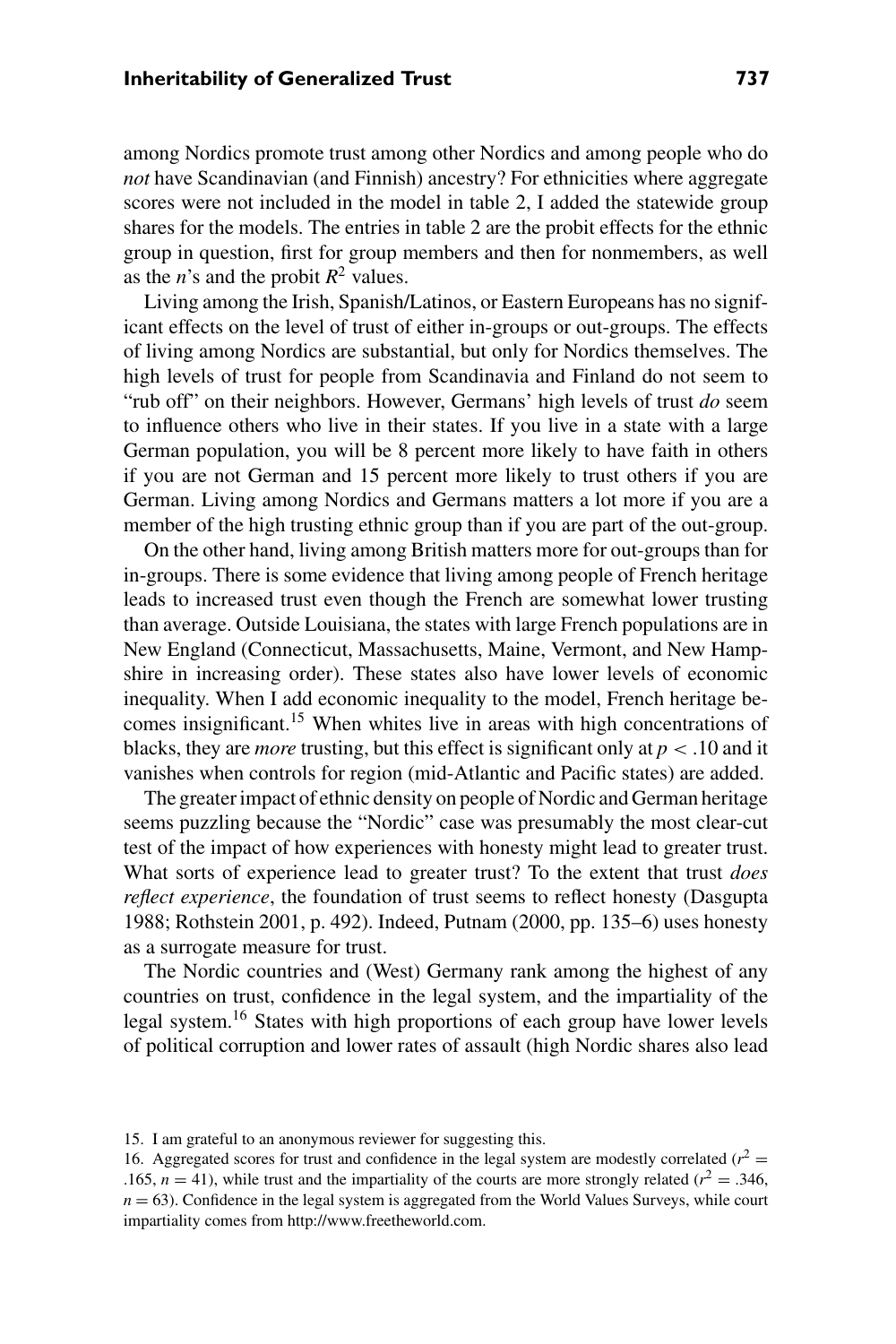among Nordics promote trust among other Nordics and among people who do *not* have Scandinavian (and Finnish) ancestry? For ethnicities where aggregate scores were not included in the model in table 2, I added the statewide group shares for the models. The entries in table 2 are the probit effects for the ethnic group in question, first for group members and then for nonmembers, as well as the *n*'s and the probit $R^2$ values.

Living among the Irish, Spanish/Latinos, or Eastern Europeans has no significant effects on the level of trust of either in-groups or out-groups. The effects of living among Nordics are substantial, but only for Nordics themselves. The high levels of trust for people from Scandinavia and Finland do not seem to "rub off" on their neighbors. However, Germans' high levels of trust *do* seem to influence others who live in their states. If you live in a state with a large German population, you will be 8 percent more likely to have faith in others if you are not German and 15 percent more likely to trust others if you are German. Living among Nordics and Germans matters a lot more if you are a member of the high trusting ethnic group than if you are part of the out-group.

On the other hand, living among British matters more for out-groups than for in-groups. There is some evidence that living among people of French heritage leads to increased trust even though the French are somewhat lower trusting than average. Outside Louisiana, the states with large French populations are in New England (Connecticut, Massachusetts, Maine, Vermont, and New Hampshire in increasing order). These states also have lower levels of economic inequality. When I add economic inequality to the model, French heritage becomes insignificant.[15] When whites live in areas with high concentrations of blacks, they are *more* trusting, but this effect is significant only at $p < .10$ and it vanishes when controls for region (mid-Atlantic and Pacific states) are added.

The greater impact of ethnic density on people of Nordic and German heritage seems puzzling because the "Nordic" case was presumably the most clear-cut test of the impact of how experiences with honesty might lead to greater trust. What sorts of experience lead to greater trust? To the extent that trust *does reflect experience*, the foundation of trust seems to reflect honesty (Dasgupta 1988; Rothstein 2001, p. 492). Indeed, Putnam (2000, pp. 135–6) uses honesty as a surrogate measure for trust.

The Nordic countries and (West) Germany rank among the highest of any countries on trust, confidence in the legal system, and the impartiality of the legal system.[16] States with high proportions of each group have lower levels of political corruption and lower rates of assault (high Nordic shares also lead

15. I am grateful to an anonymous reviewer for suggesting this.

16. Aggregated scores for trust and confidence in the legal system are modestly correlated ($r^2 = .165$, $n = 41$), while trust and the impartiality of the courts are more strongly related ($r^2 = .346$, $n = 63$). Confidence in the legal system is aggregated from the World Values Surveys, while court impartiality comes from http://www.freetheworld.com.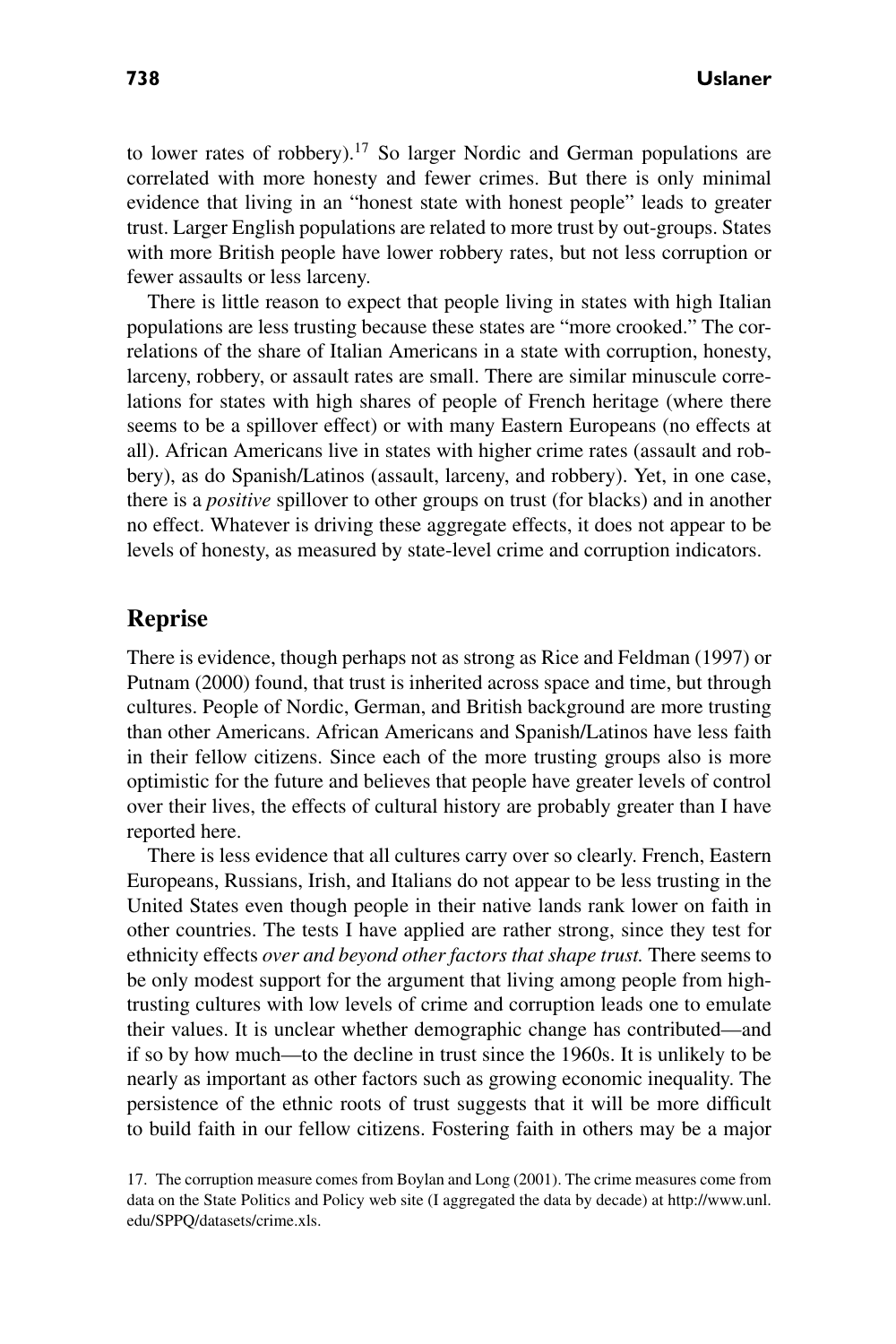to lower rates of robbery).[17] So larger Nordic and German populations are correlated with more honesty and fewer crimes. But there is only minimal evidence that living in an "honest state with honest people" leads to greater trust. Larger English populations are related to more trust by out-groups. States with more British people have lower robbery rates, but not less corruption or fewer assaults or less larceny.

There is little reason to expect that people living in states with high Italian populations are less trusting because these states are "more crooked." The correlations of the share of Italian Americans in a state with corruption, honesty, larceny, robbery, or assault rates are small. There are similar minuscule correlations for states with high shares of people of French heritage (where there seems to be a spillover effect) or with many Eastern Europeans (no effects at all). African Americans live in states with higher crime rates (assault and robbery), as do Spanish/Latinos (assault, larceny, and robbery). Yet, in one case, there is a *positive* spillover to other groups on trust (for blacks) and in another no effect. Whatever is driving these aggregate effects, it does not appear to be levels of honesty, as measured by state-level crime and corruption indicators.

## Reprise

There is evidence, though perhaps not as strong as Rice and Feldman (1997) or Putnam (2000) found, that trust is inherited across space and time, but through cultures. People of Nordic, German, and British background are more trusting than other Americans. African Americans and Spanish/Latinos have less faith in their fellow citizens. Since each of the more trusting groups also is more optimistic for the future and believes that people have greater levels of control over their lives, the effects of cultural history are probably greater than I have reported here.

There is less evidence that all cultures carry over so clearly. French, Eastern Europeans, Russians, Irish, and Italians do not appear to be less trusting in the United States even though people in their native lands rank lower on faith in other countries. The tests I have applied are rather strong, since they test for ethnicity effects *over and beyond other factors that shape trust.* There seems to be only modest support for the argument that living among people from high-trusting cultures with low levels of crime and corruption leads one to emulate their values. It is unclear whether demographic change has contributed—and if so by how much—to the decline in trust since the 1960s. It is unlikely to be nearly as important as other factors such as growing economic inequality. The persistence of the ethnic roots of trust suggests that it will be more difficult to build faith in our fellow citizens. Fostering faith in others may be a major

17. The corruption measure comes from Boylan and Long (2001). The crime measures come from data on the State Politics and Policy web site (I aggregated the data by decade) at http://www.unl.edu/SPPQ/datasets/crime.xls.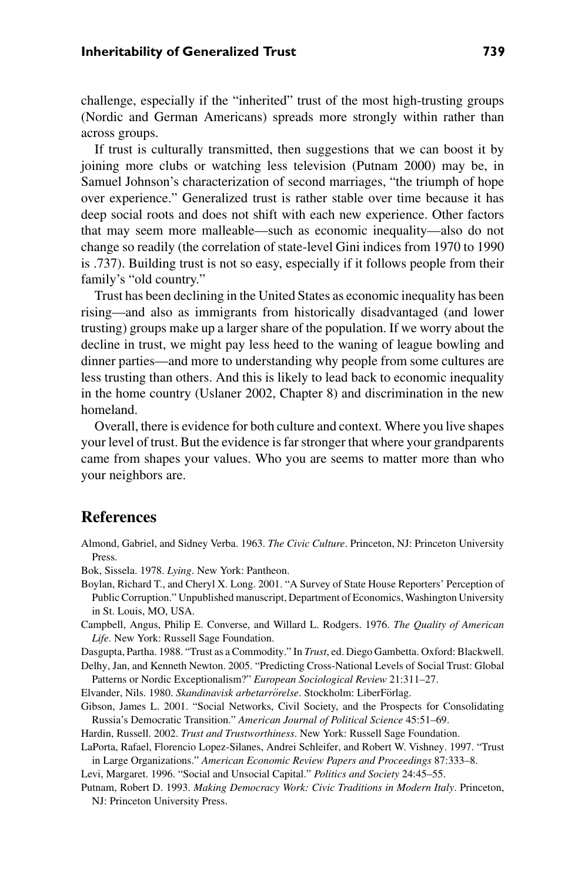challenge, especially if the "inherited" trust of the most high-trusting groups (Nordic and German Americans) spreads more strongly within rather than across groups.

If trust is culturally transmitted, then suggestions that we can boost it by joining more clubs or watching less television (Putnam 2000) may be, in Samuel Johnson's characterization of second marriages, "the triumph of hope over experience." Generalized trust is rather stable over time because it has deep social roots and does not shift with each new experience. Other factors that may seem more malleable—such as economic inequality—also do not change so readily (the correlation of state-level Gini indices from 1970 to 1990 is .737). Building trust is not so easy, especially if it follows people from their family's "old country."

Trust has been declining in the United States as economic inequality has been rising—and also as immigrants from historically disadvantaged (and lower trusting) groups make up a larger share of the population. If we worry about the decline in trust, we might pay less heed to the waning of league bowling and dinner parties—and more to understanding why people from some cultures are less trusting than others. And this is likely to lead back to economic inequality in the home country (Uslaner 2002, Chapter 8) and discrimination in the new homeland.

Overall, there is evidence for both culture and context. Where you live shapes your level of trust. But the evidence is far stronger that where your grandparents came from shapes your values. Who you are seems to matter more than who your neighbors are.

## References

Almond, Gabriel, and Sidney Verba. 1963. *The Civic Culture*. Princeton, NJ: Princeton University Press.

Bok, Sissela. 1978. *Lying*. New York: Pantheon.

Boylan, Richard T., and Cheryl X. Long. 2001. "A Survey of State House Reporters' Perception of Public Corruption." Unpublished manuscript, Department of Economics, Washington University in St. Louis, MO, USA.

Campbell, Angus, Philip E. Converse, and Willard L. Rodgers. 1976. *The Quality of American Life*. New York: Russell Sage Foundation.

Dasgupta, Partha. 1988. "Trust as a Commodity." In *Trust*, ed. Diego Gambetta. Oxford: Blackwell.

Delhy, Jan, and Kenneth Newton. 2005. "Predicting Cross-National Levels of Social Trust: Global Patterns or Nordic Exceptionalism?" *European Sociological Review* 21:311–27.

Elvander, Nils. 1980. *Skandinavisk arbetarrörelse*. Stockholm: LiberFörlag.

Gibson, James L. 2001. "Social Networks, Civil Society, and the Prospects for Consolidating Russia's Democratic Transition." *American Journal of Political Science* 45:51–69.

Hardin, Russell. 2002. *Trust and Trustworthiness*. New York: Russell Sage Foundation.

LaPorta, Rafael, Florencio Lopez-Silanes, Andrei Schleifer, and Robert W. Vishney. 1997. "Trust in Large Organizations." *American Economic Review Papers and Proceedings* 87:333–8.

Levi, Margaret. 1996. "Social and Unsocial Capital." *Politics and Society* 24:45–55.

Putnam, Robert D. 1993. *Making Democracy Work: Civic Traditions in Modern Italy*. Princeton, NJ: Princeton University Press.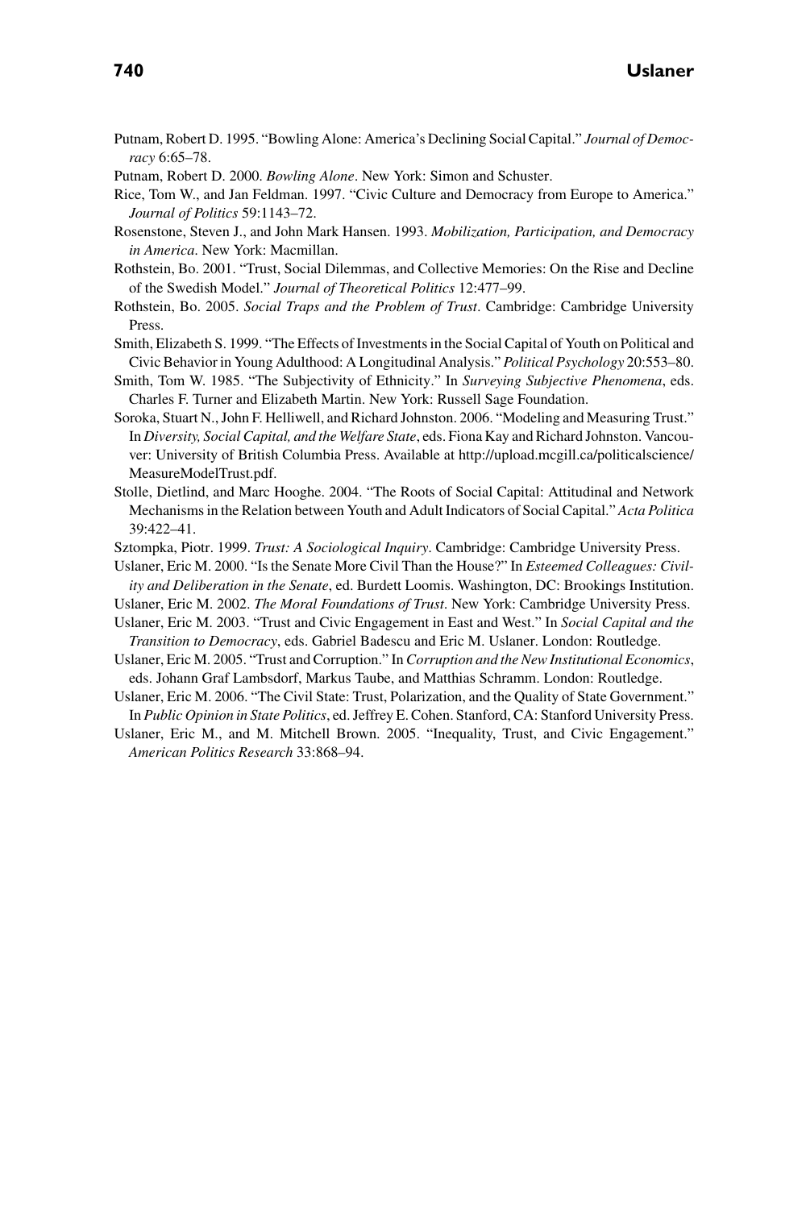Putnam, Robert D. 1995. "Bowling Alone: America's Declining Social Capital." *Journal of Democracy* 6:65–78.

Putnam, Robert D. 2000. *Bowling Alone*. New York: Simon and Schuster.

Rice, Tom W., and Jan Feldman. 1997. "Civic Culture and Democracy from Europe to America." *Journal of Politics* 59:1143–72.

Rosenstone, Steven J., and John Mark Hansen. 1993. *Mobilization, Participation, and Democracy in America*. New York: Macmillan.

Rothstein, Bo. 2001. "Trust, Social Dilemmas, and Collective Memories: On the Rise and Decline of the Swedish Model." *Journal of Theoretical Politics* 12:477–99.

Rothstein, Bo. 2005. *Social Traps and the Problem of Trust*. Cambridge: Cambridge University Press.

Smith, Elizabeth S. 1999. "The Effects of Investments in the Social Capital of Youth on Political and Civic Behavior in Young Adulthood: A Longitudinal Analysis." *Political Psychology* 20:553–80.

Smith, Tom W. 1985. "The Subjectivity of Ethnicity." In *Surveying Subjective Phenomena*, eds. Charles F. Turner and Elizabeth Martin. New York: Russell Sage Foundation.

Soroka, Stuart N., John F. Helliwell, and Richard Johnston. 2006. "Modeling and Measuring Trust." In *Diversity, Social Capital, and the Welfare State*, eds. Fiona Kay and Richard Johnston. Vancouver: University of British Columbia Press. Available at http://upload.mcgill.ca/politicalscience/MeasureModelTrust.pdf.

Stolle, Dietlind, and Marc Hooghe. 2004. "The Roots of Social Capital: Attitudinal and Network Mechanisms in the Relation between Youth and Adult Indicators of Social Capital." *Acta Politica* 39:422–41.

Sztompka, Piotr. 1999. *Trust: A Sociological Inquiry*. Cambridge: Cambridge University Press.

Uslaner, Eric M. 2000. "Is the Senate More Civil Than the House?" In *Esteemed Colleagues: Civility and Deliberation in the Senate*, ed. Burdett Loomis. Washington, DC: Brookings Institution.

Uslaner, Eric M. 2002. *The Moral Foundations of Trust*. New York: Cambridge University Press.

Uslaner, Eric M. 2003. "Trust and Civic Engagement in East and West." In *Social Capital and the Transition to Democracy*, eds. Gabriel Badescu and Eric M. Uslaner. London: Routledge.

Uslaner, Eric M. 2005. "Trust and Corruption." In *Corruption and the New Institutional Economics*, eds. Johann Graf Lambsdorf, Markus Taube, and Matthias Schramm. London: Routledge.

Uslaner, Eric M. 2006. "The Civil State: Trust, Polarization, and the Quality of State Government." In *Public Opinion in State Politics*, ed. Jeffrey E. Cohen. Stanford, CA: Stanford University Press.

Uslaner, Eric M., and M. Mitchell Brown. 2005. "Inequality, Trust, and Civic Engagement." *American Politics Research* 33:868–94.